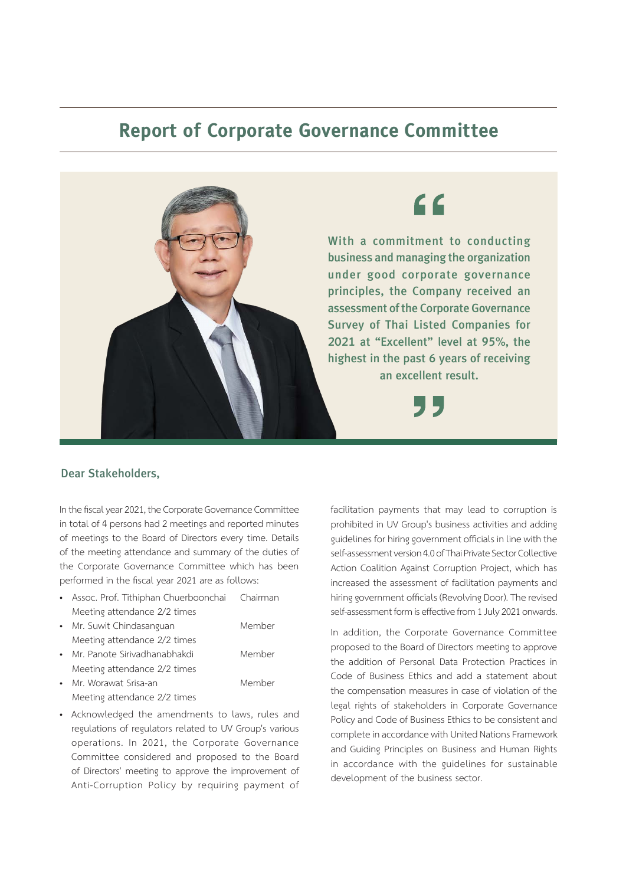# Report of Corporate Governance Committee

> With a commitment to conducting business and managing the organization under good corporate governance principles, the Company received an assessment of the Corporate Governance Survey of Thai Listed Companies for 2021 at "Excellent" level at 95%, the highest in the past 6 years of receiving an excellent result.

**Dear Stakeholders,**

In the fiscal year 2021, the Corporate Governance Committee in total of 4 persons had 2 meetings and reported minutes of meetings to the Board of Directors every time. Details of the meeting attendance and summary of the duties of the Corporate Governance Committee which has been performed in the fiscal year 2021 are as follows:

- Assoc. Prof. Tithiphan Chuerboonchai — Chairman
  Meeting attendance 2/2 times
- Mr. Suwit Chindasanguan — Member
  Meeting attendance 2/2 times
- Mr. Panote Sirivadhanabhakdi — Member
  Meeting attendance 2/2 times
- Mr. Worawat Srisa-an — Member
  Meeting attendance 2/2 times
- Acknowledged the amendments to laws, rules and regulations of regulators related to UV Group's various operations. In 2021, the Corporate Governance Committee considered and proposed to the Board of Directors' meeting to approve the improvement of Anti-Corruption Policy by requiring payment of facilitation payments that may lead to corruption is prohibited in UV Group's business activities and adding guidelines for hiring government officials in line with the self-assessment version 4.0 of Thai Private Sector Collective Action Coalition Against Corruption Project, which has increased the assessment of facilitation payments and hiring government officials (Revolving Door). The revised self-assessment form is effective from 1 July 2021 onwards.

  In addition, the Corporate Governance Committee proposed to the Board of Directors meeting to approve the addition of Personal Data Protection Practices in Code of Business Ethics and add a statement about the compensation measures in case of violation of the legal rights of stakeholders in Corporate Governance Policy and Code of Business Ethics to be consistent and complete in accordance with United Nations Framework and Guiding Principles on Business and Human Rights in accordance with the guidelines for sustainable development of the business sector.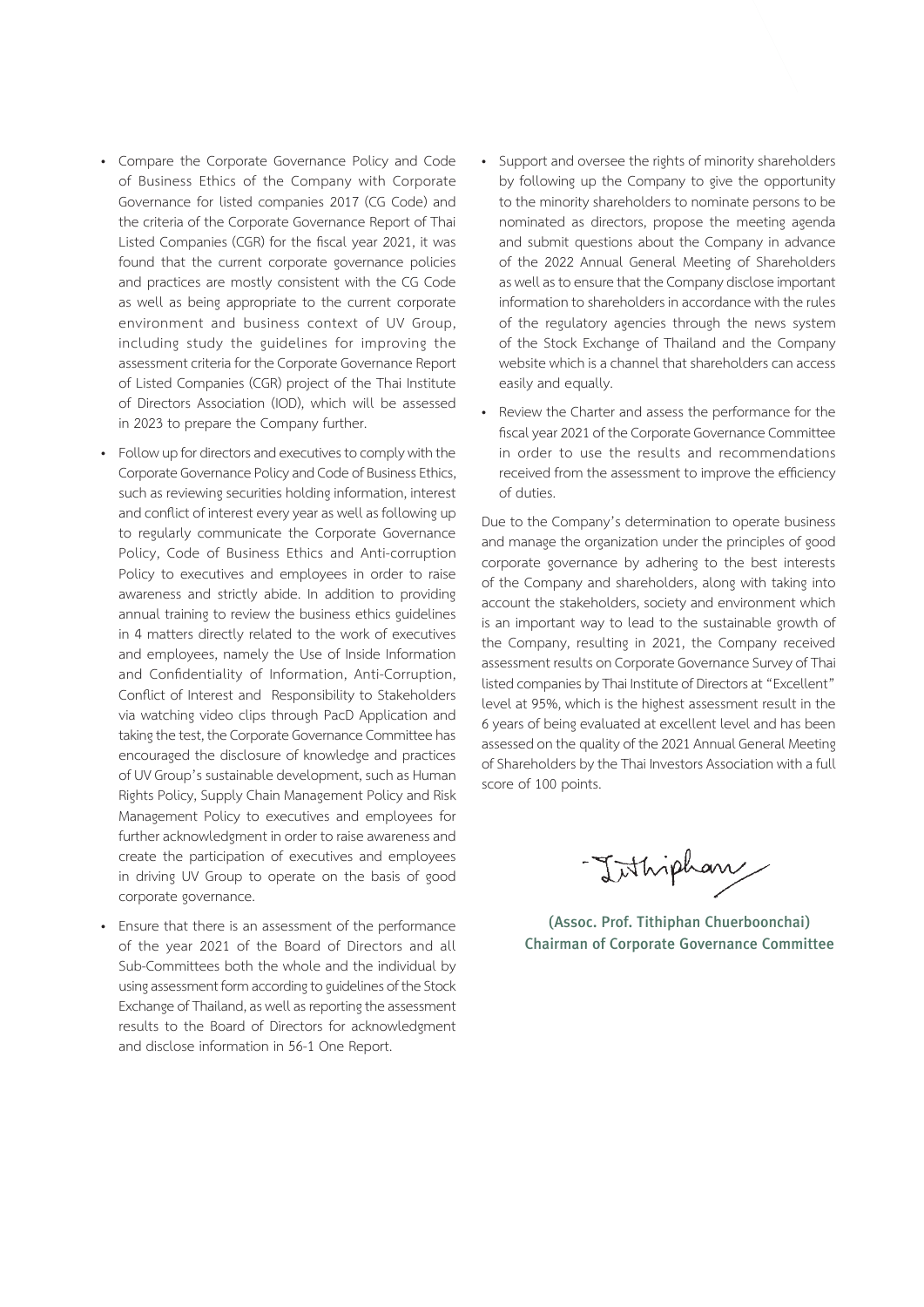- Compare the Corporate Governance Policy and Code of Business Ethics of the Company with Corporate Governance for listed companies 2017 (CG Code) and the criteria of the Corporate Governance Report of Thai Listed Companies (CGR) for the fiscal year 2021, it was found that the current corporate governance policies and practices are mostly consistent with the CG Code as well as being appropriate to the current corporate environment and business context of UV Group, including study the guidelines for improving the assessment criteria for the Corporate Governance Report of Listed Companies (CGR) project of the Thai Institute of Directors Association (IOD), which will be assessed in 2023 to prepare the Company further.
- Follow up for directors and executives to comply with the Corporate Governance Policy and Code of Business Ethics, such as reviewing securities holding information, interest and conflict of interest every year as well as following up to regularly communicate the Corporate Governance Policy, Code of Business Ethics and Anti-corruption Policy to executives and employees in order to raise awareness and strictly abide. In addition to providing annual training to review the business ethics guidelines in 4 matters directly related to the work of executives and employees, namely the Use of Inside Information and Confidentiality of Information, Anti-Corruption, Conflict of Interest and Responsibility to Stakeholders via watching video clips through PacD Application and taking the test, the Corporate Governance Committee has encouraged the disclosure of knowledge and practices of UV Group's sustainable development, such as Human Rights Policy, Supply Chain Management Policy and Risk Management Policy to executives and employees for further acknowledgment in order to raise awareness and create the participation of executives and employees in driving UV Group to operate on the basis of good corporate governance.
- Ensure that there is an assessment of the performance of the year 2021 of the Board of Directors and all Sub-Committees both the whole and the individual by using assessment form according to guidelines of the Stock Exchange of Thailand, as well as reporting the assessment results to the Board of Directors for acknowledgment and disclose information in 56-1 One Report.
- Support and oversee the rights of minority shareholders by following up the Company to give the opportunity to the minority shareholders to nominate persons to be nominated as directors, propose the meeting agenda and submit questions about the Company in advance of the 2022 Annual General Meeting of Shareholders as well as to ensure that the Company disclose important information to shareholders in accordance with the rules of the regulatory agencies through the news system of the Stock Exchange of Thailand and the Company website which is a channel that shareholders can access easily and equally.
- Review the Charter and assess the performance for the fiscal year 2021 of the Corporate Governance Committee in order to use the results and recommendations received from the assessment to improve the efficiency of duties.

Due to the Company's determination to operate business and manage the organization under the principles of good corporate governance by adhering to the best interests of the Company and shareholders, along with taking into account the stakeholders, society and environment which is an important way to lead to the sustainable growth of the Company, resulting in 2021, the Company received assessment results on Corporate Governance Survey of Thai listed companies by Thai Institute of Directors at "Excellent" level at 95%, which is the highest assessment result in the 6 years of being evaluated at excellent level and has been assessed on the quality of the 2021 Annual General Meeting of Shareholders by the Thai Investors Association with a full score of 100 points.

**(Assoc. Prof. Tithiphan Chuerboonchai)**
**Chairman of Corporate Governance Committee**